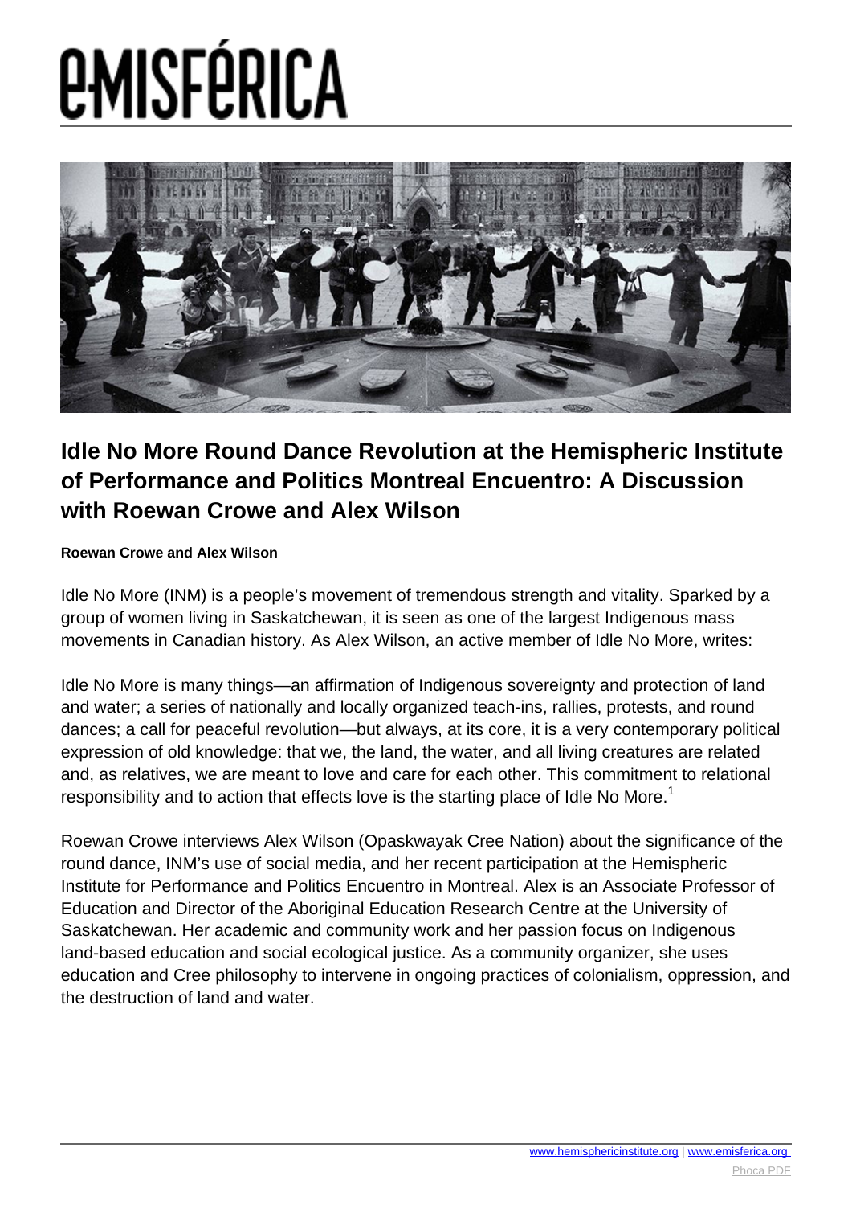# Idle No More Round Dance Revolution at the Hemispheric Institute of Performance and Politics Montreal Encuentro: A Discussion with Roewan Crowe and Alex Wilson

**Roewan Crowe and Alex Wilson**

Idle No More (INM) is a people's movement of tremendous strength and vitality. Sparked by a group of women living in Saskatchewan, it is seen as one of the largest Indigenous mass movements in Canadian history. As Alex Wilson, an active member of Idle No More, writes:

Idle No More is many things—an affirmation of Indigenous sovereignty and protection of land and water; a series of nationally and locally organized teach-ins, rallies, protests, and round dances; a call for peaceful revolution—but always, at its core, it is a very contemporary political expression of old knowledge: that we, the land, the water, and all living creatures are related and, as relatives, we are meant to love and care for each other. This commitment to relational responsibility and to action that effects love is the starting place of Idle No More.[1]

Roewan Crowe interviews Alex Wilson (Opaskwayak Cree Nation) about the significance of the round dance, INM's use of social media, and her recent participation at the Hemispheric Institute for Performance and Politics Encuentro in Montreal. Alex is an Associate Professor of Education and Director of the Aboriginal Education Research Centre at the University of Saskatchewan. Her academic and community work and her passion focus on Indigenous land-based education and social ecological justice. As a community organizer, she uses education and Cree philosophy to intervene in ongoing practices of colonialism, oppression, and the destruction of land and water.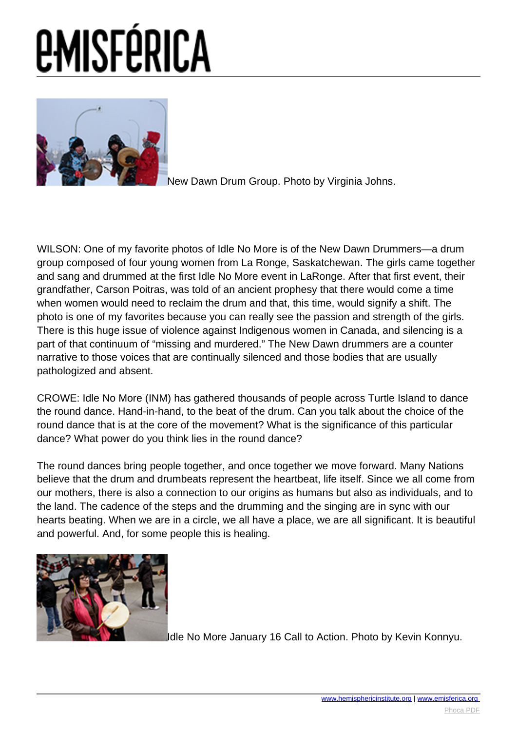New Dawn Drum Group. Photo by Virginia Johns.

WILSON: One of my favorite photos of Idle No More is of the New Dawn Drummers—a drum group composed of four young women from La Ronge, Saskatchewan. The girls came together and sang and drummed at the first Idle No More event in LaRonge. After that first event, their grandfather, Carson Poitras, was told of an ancient prophesy that there would come a time when women would need to reclaim the drum and that, this time, would signify a shift. The photo is one of my favorites because you can really see the passion and strength of the girls. There is this huge issue of violence against Indigenous women in Canada, and silencing is a part of that continuum of "missing and murdered." The New Dawn drummers are a counter narrative to those voices that are continually silenced and those bodies that are usually pathologized and absent.

CROWE: Idle No More (INM) has gathered thousands of people across Turtle Island to dance the round dance. Hand-in-hand, to the beat of the drum. Can you talk about the choice of the round dance that is at the core of the movement? What is the significance of this particular dance? What power do you think lies in the round dance?

The round dances bring people together, and once together we move forward. Many Nations believe that the drum and drumbeats represent the heartbeat, life itself. Since we all come from our mothers, there is also a connection to our origins as humans but also as individuals, and to the land. The cadence of the steps and the drumming and the singing are in sync with our hearts beating. When we are in a circle, we all have a place, we are all significant. It is beautiful and powerful. And, for some people this is healing.

Idle No More January 16 Call to Action. Photo by Kevin Konnyu.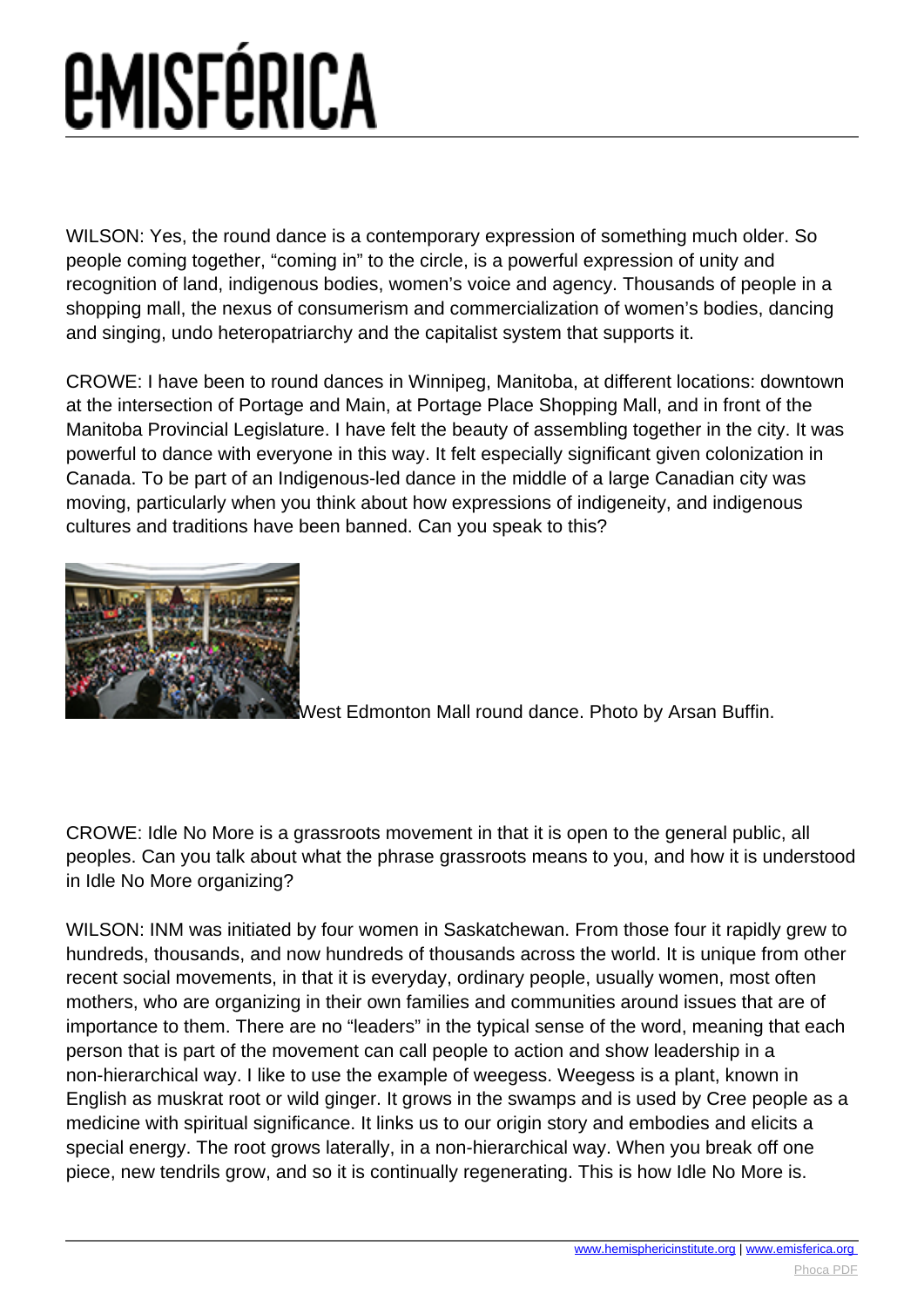WILSON: Yes, the round dance is a contemporary expression of something much older. So people coming together, "coming in" to the circle, is a powerful expression of unity and recognition of land, indigenous bodies, women's voice and agency. Thousands of people in a shopping mall, the nexus of consumerism and commercialization of women's bodies, dancing and singing, undo heteropatriarchy and the capitalist system that supports it.

CROWE: I have been to round dances in Winnipeg, Manitoba, at different locations: downtown at the intersection of Portage and Main, at Portage Place Shopping Mall, and in front of the Manitoba Provincial Legislature. I have felt the beauty of assembling together in the city. It was powerful to dance with everyone in this way. It felt especially significant given colonization in Canada. To be part of an Indigenous-led dance in the middle of a large Canadian city was moving, particularly when you think about how expressions of indigeneity, and indigenous cultures and traditions have been banned. Can you speak to this?

West Edmonton Mall round dance. Photo by Arsan Buffin.

CROWE: Idle No More is a grassroots movement in that it is open to the general public, all peoples. Can you talk about what the phrase grassroots means to you, and how it is understood in Idle No More organizing?

WILSON: INM was initiated by four women in Saskatchewan. From those four it rapidly grew to hundreds, thousands, and now hundreds of thousands across the world. It is unique from other recent social movements, in that it is everyday, ordinary people, usually women, most often mothers, who are organizing in their own families and communities around issues that are of importance to them. There are no "leaders" in the typical sense of the word, meaning that each person that is part of the movement can call people to action and show leadership in a non-hierarchical way. I like to use the example of weegess. Weegess is a plant, known in English as muskrat root or wild ginger. It grows in the swamps and is used by Cree people as a medicine with spiritual significance. It links us to our origin story and embodies and elicits a special energy. The root grows laterally, in a non-hierarchical way. When you break off one piece, new tendrils grow, and so it is continually regenerating. This is how Idle No More is.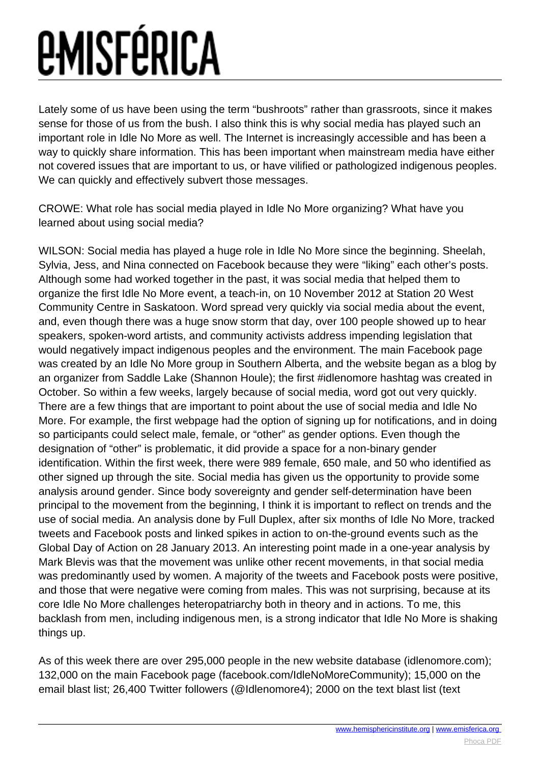Lately some of us have been using the term “bushroots” rather than grassroots, since it makes sense for those of us from the bush. I also think this is why social media has played such an important role in Idle No More as well. The Internet is increasingly accessible and has been a way to quickly share information. This has been important when mainstream media have either not covered issues that are important to us, or have vilified or pathologized indigenous peoples. We can quickly and effectively subvert those messages.

CROWE: What role has social media played in Idle No More organizing? What have you learned about using social media?

WILSON: Social media has played a huge role in Idle No More since the beginning. Sheelah, Sylvia, Jess, and Nina connected on Facebook because they were “liking” each other’s posts. Although some had worked together in the past, it was social media that helped them to organize the first Idle No More event, a teach-in, on 10 November 2012 at Station 20 West Community Centre in Saskatoon. Word spread very quickly via social media about the event, and, even though there was a huge snow storm that day, over 100 people showed up to hear speakers, spoken-word artists, and community activists address impending legislation that would negatively impact indigenous peoples and the environment. The main Facebook page was created by an Idle No More group in Southern Alberta, and the website began as a blog by an organizer from Saddle Lake (Shannon Houle); the first #idlenomore hashtag was created in October. So within a few weeks, largely because of social media, word got out very quickly. There are a few things that are important to point about the use of social media and Idle No More. For example, the first webpage had the option of signing up for notifications, and in doing so participants could select male, female, or “other” as gender options. Even though the designation of “other” is problematic, it did provide a space for a non-binary gender identification. Within the first week, there were 989 female, 650 male, and 50 who identified as other signed up through the site. Social media has given us the opportunity to provide some analysis around gender. Since body sovereignty and gender self-determination have been principal to the movement from the beginning, I think it is important to reflect on trends and the use of social media. An analysis done by Full Duplex, after six months of Idle No More, tracked tweets and Facebook posts and linked spikes in action to on-the-ground events such as the Global Day of Action on 28 January 2013. An interesting point made in a one-year analysis by Mark Blevis was that the movement was unlike other recent movements, in that social media was predominantly used by women. A majority of the tweets and Facebook posts were positive, and those that were negative were coming from males. This was not surprising, because at its core Idle No More challenges heteropatriarchy both in theory and in actions. To me, this backlash from men, including indigenous men, is a strong indicator that Idle No More is shaking things up.

As of this week there are over 295,000 people in the new website database (idlenomore.com); 132,000 on the main Facebook page (facebook.com/IdleNoMoreCommunity); 15,000 on the email blast list; 26,400 Twitter followers (@Idlenomore4); 2000 on the text blast list (text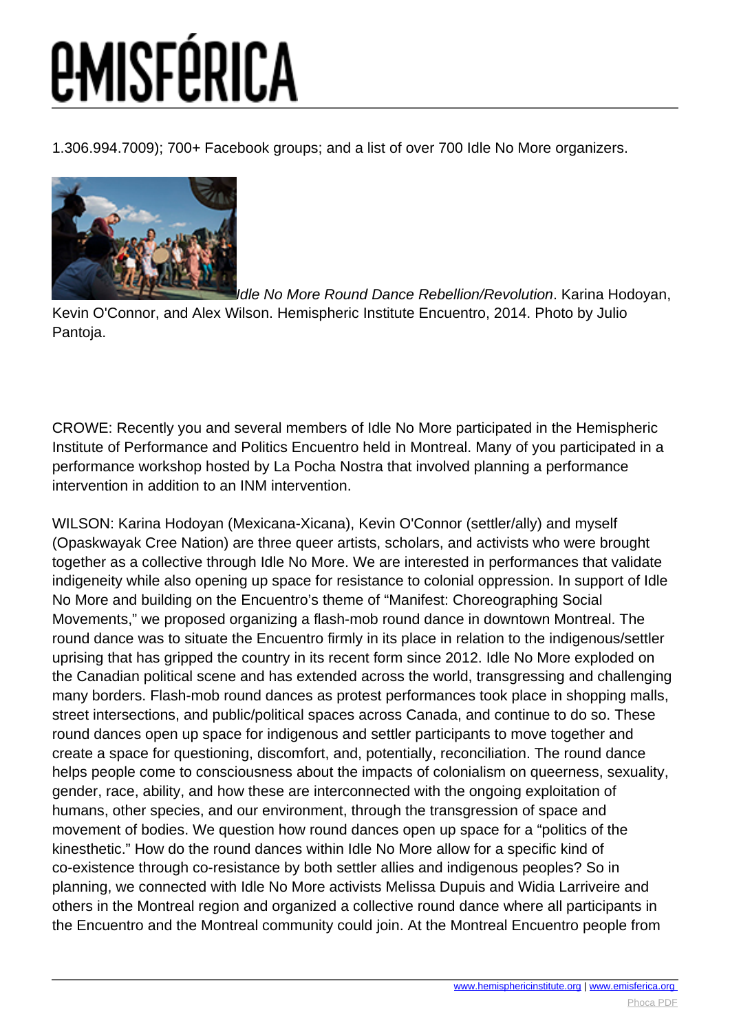1.306.994.7009); 700+ Facebook groups; and a list of over 700 Idle No More organizers.

*Idle No More Round Dance Rebellion/Revolution*. Karina Hodoyan, Kevin O'Connor, and Alex Wilson. Hemispheric Institute Encuentro, 2014. Photo by Julio Pantoja.

CROWE: Recently you and several members of Idle No More participated in the Hemispheric Institute of Performance and Politics Encuentro held in Montreal. Many of you participated in a performance workshop hosted by La Pocha Nostra that involved planning a performance intervention in addition to an INM intervention.

WILSON: Karina Hodoyan (Mexicana-Xicana), Kevin O'Connor (settler/ally) and myself (Opaskwayak Cree Nation) are three queer artists, scholars, and activists who were brought together as a collective through Idle No More. We are interested in performances that validate indigeneity while also opening up space for resistance to colonial oppression. In support of Idle No More and building on the Encuentro's theme of "Manifest: Choreographing Social Movements," we proposed organizing a flash-mob round dance in downtown Montreal. The round dance was to situate the Encuentro firmly in its place in relation to the indigenous/settler uprising that has gripped the country in its recent form since 2012. Idle No More exploded on the Canadian political scene and has extended across the world, transgressing and challenging many borders. Flash-mob round dances as protest performances took place in shopping malls, street intersections, and public/political spaces across Canada, and continue to do so. These round dances open up space for indigenous and settler participants to move together and create a space for questioning, discomfort, and, potentially, reconciliation. The round dance helps people come to consciousness about the impacts of colonialism on queerness, sexuality, gender, race, ability, and how these are interconnected with the ongoing exploitation of humans, other species, and our environment, through the transgression of space and movement of bodies. We question how round dances open up space for a "politics of the kinesthetic." How do the round dances within Idle No More allow for a specific kind of co-existence through co-resistance by both settler allies and indigenous peoples? So in planning, we connected with Idle No More activists Melissa Dupuis and Widia Larriveire and others in the Montreal region and organized a collective round dance where all participants in the Encuentro and the Montreal community could join. At the Montreal Encuentro people from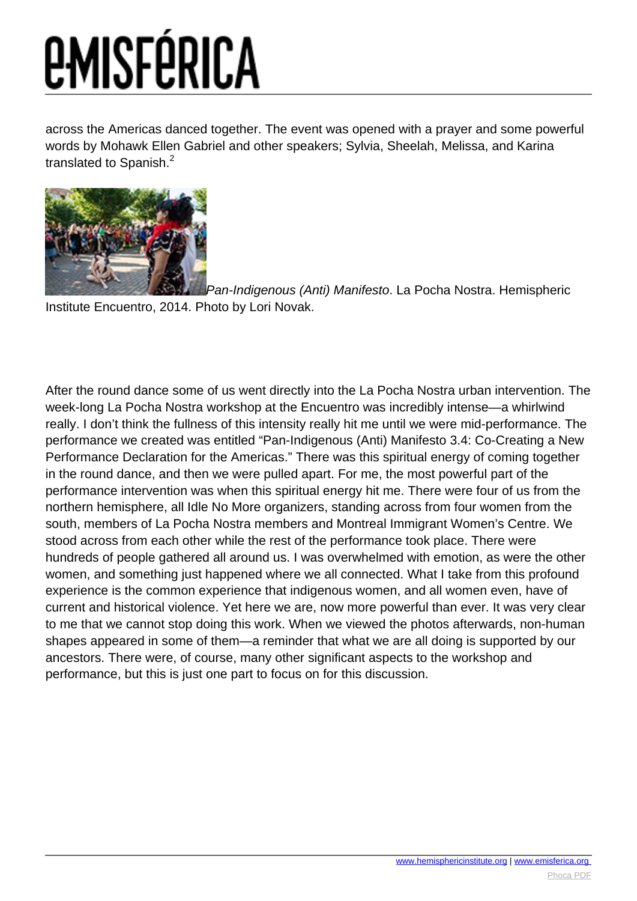across the Americas danced together. The event was opened with a prayer and some powerful words by Mohawk Ellen Gabriel and other speakers; Sylvia, Sheelah, Melissa, and Karina translated to Spanish.[2]

*Pan-Indigenous (Anti) Manifesto*. La Pocha Nostra. Hemispheric Institute Encuentro, 2014. Photo by Lori Novak.

After the round dance some of us went directly into the La Pocha Nostra urban intervention. The week-long La Pocha Nostra workshop at the Encuentro was incredibly intense—a whirlwind really. I don't think the fullness of this intensity really hit me until we were mid-performance. The performance we created was entitled "Pan-Indigenous (Anti) Manifesto 3.4: Co-Creating a New Performance Declaration for the Americas." There was this spiritual energy of coming together in the round dance, and then we were pulled apart. For me, the most powerful part of the performance intervention was when this spiritual energy hit me. There were four of us from the northern hemisphere, all Idle No More organizers, standing across from four women from the south, members of La Pocha Nostra members and Montreal Immigrant Women's Centre. We stood across from each other while the rest of the performance took place. There were hundreds of people gathered all around us. I was overwhelmed with emotion, as were the other women, and something just happened where we all connected. What I take from this profound experience is the common experience that indigenous women, and all women even, have of current and historical violence. Yet here we are, now more powerful than ever. It was very clear to me that we cannot stop doing this work. When we viewed the photos afterwards, non-human shapes appeared in some of them—a reminder that what we are all doing is supported by our ancestors. There were, of course, many other significant aspects to the workshop and performance, but this is just one part to focus on for this discussion.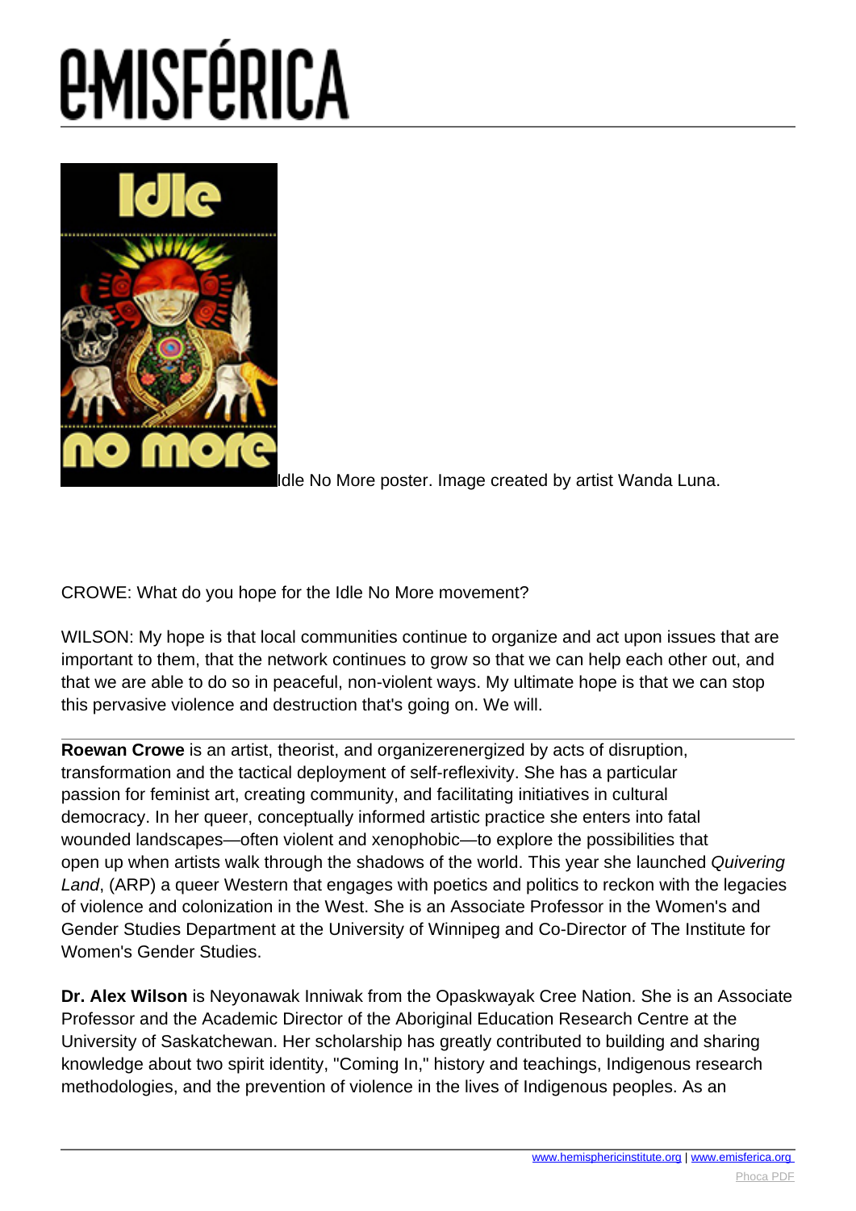Idle No More poster. Image created by artist Wanda Luna.

CROWE: What do you hope for the Idle No More movement?

WILSON: My hope is that local communities continue to organize and act upon issues that are important to them, that the network continues to grow so that we can help each other out, and that we are able to do so in peaceful, non-violent ways. My ultimate hope is that we can stop this pervasive violence and destruction that's going on. We will.

---

**Roewan Crowe** is an artist, theorist, and organizerenergized by acts of disruption, transformation and the tactical deployment of self-reflexivity. She has a particular passion for feminist art, creating community, and facilitating initiatives in cultural democracy. In her queer, conceptually informed artistic practice she enters into fatal wounded landscapes—often violent and xenophobic—to explore the possibilities that open up when artists walk through the shadows of the world. This year she launched *Quivering Land*, (ARP) a queer Western that engages with poetics and politics to reckon with the legacies of violence and colonization in the West. She is an Associate Professor in the Women's and Gender Studies Department at the University of Winnipeg and Co-Director of The Institute for Women's Gender Studies.

**Dr. Alex Wilson** is Neyonawak Inniwak from the Opaskwayak Cree Nation. She is an Associate Professor and the Academic Director of the Aboriginal Education Research Centre at the University of Saskatchewan. Her scholarship has greatly contributed to building and sharing knowledge about two spirit identity, "Coming In," history and teachings, Indigenous research methodologies, and the prevention of violence in the lives of Indigenous peoples. As an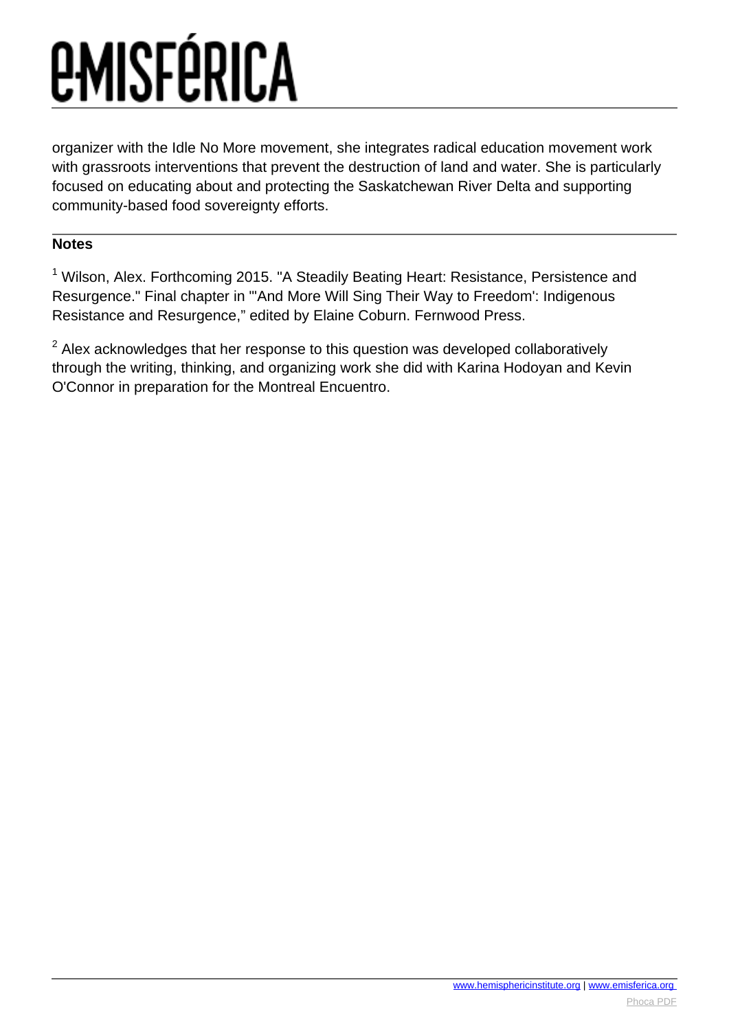organizer with the Idle No More movement, she integrates radical education movement work with grassroots interventions that prevent the destruction of land and water. She is particularly focused on educating about and protecting the Saskatchewan River Delta and supporting community-based food sovereignty efforts.

---

**Notes**

[1] Wilson, Alex. Forthcoming 2015. "A Steadily Beating Heart: Resistance, Persistence and Resurgence." Final chapter in "'And More Will Sing Their Way to Freedom': Indigenous Resistance and Resurgence," edited by Elaine Coburn. Fernwood Press.

[2] Alex acknowledges that her response to this question was developed collaboratively through the writing, thinking, and organizing work she did with Karina Hodoyan and Kevin O'Connor in preparation for the Montreal Encuentro.